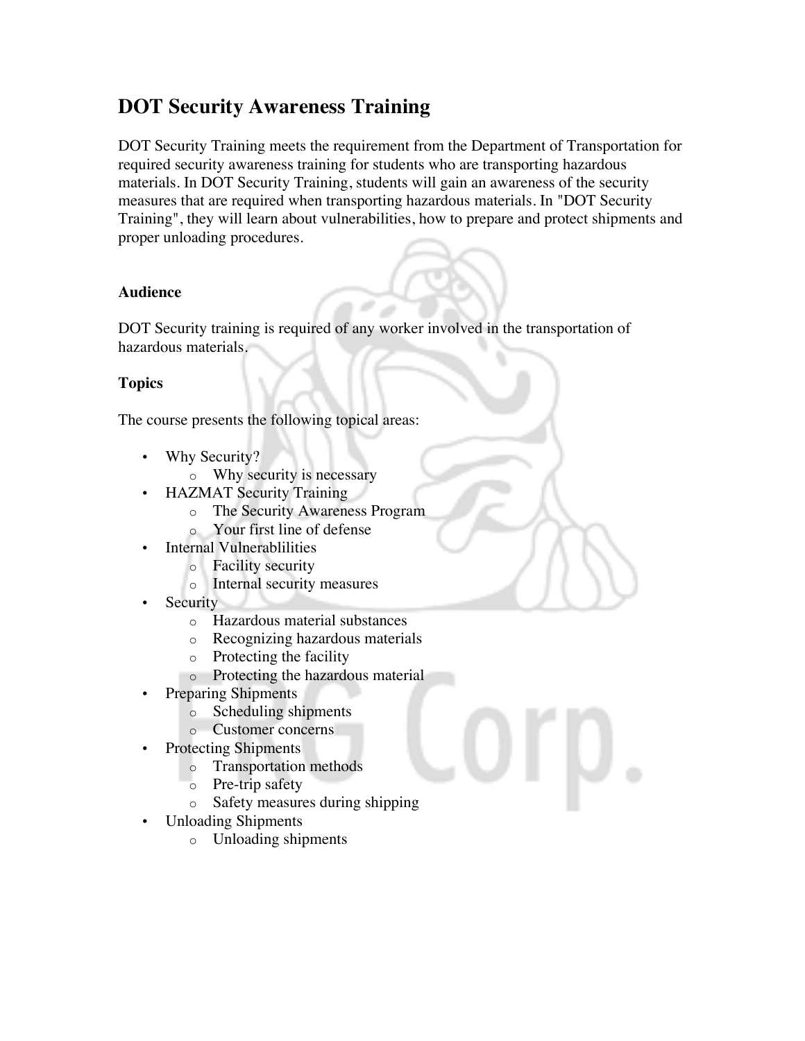# DOT Security Awareness Training

DOT Security Training meets the requirement from the Department of Transportation for required security awareness training for students who are transporting hazardous materials. In DOT Security Training, students will gain an awareness of the security measures that are required when transporting hazardous materials. In "DOT Security Training", they will learn about vulnerabilities, how to prepare and protect shipments and proper unloading procedures.

### Audience

DOT Security training is required of any worker involved in the transportation of hazardous materials.

### Topics

The course presents the following topical areas:

- Why Security?
  - Why security is necessary
- HAZMAT Security Training
  - The Security Awareness Program
  - Your first line of defense
- Internal Vulnerablilities
  - Facility security
  - Internal security measures
- Security
  - Hazardous material substances
  - Recognizing hazardous materials
  - Protecting the facility
  - Protecting the hazardous material
- Preparing Shipments
  - Scheduling shipments
  - Customer concerns
- Protecting Shipments
  - Transportation methods
  - Pre-trip safety
  - Safety measures during shipping
- Unloading Shipments
  - Unloading shipments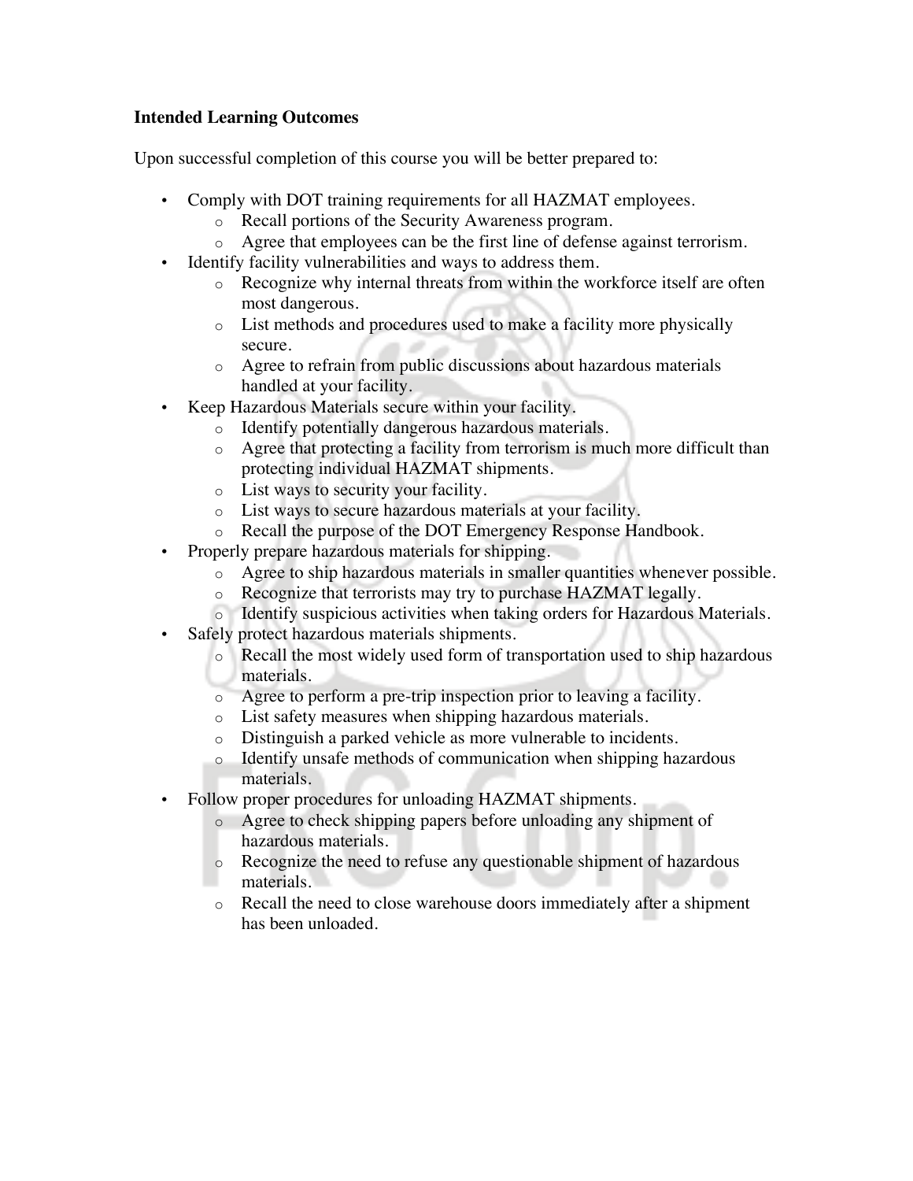**Intended Learning Outcomes**

Upon successful completion of this course you will be better prepared to:

- Comply with DOT training requirements for all HAZMAT employees.
  - Recall portions of the Security Awareness program.
  - Agree that employees can be the first line of defense against terrorism.
- Identify facility vulnerabilities and ways to address them.
  - Recognize why internal threats from within the workforce itself are often most dangerous.
  - List methods and procedures used to make a facility more physically secure.
  - Agree to refrain from public discussions about hazardous materials handled at your facility.
- Keep Hazardous Materials secure within your facility.
  - Identify potentially dangerous hazardous materials.
  - Agree that protecting a facility from terrorism is much more difficult than protecting individual HAZMAT shipments.
  - List ways to security your facility.
  - List ways to secure hazardous materials at your facility.
  - Recall the purpose of the DOT Emergency Response Handbook.
- Properly prepare hazardous materials for shipping.
  - Agree to ship hazardous materials in smaller quantities whenever possible.
  - Recognize that terrorists may try to purchase HAZMAT legally.
  - Identify suspicious activities when taking orders for Hazardous Materials.
- Safely protect hazardous materials shipments.
  - Recall the most widely used form of transportation used to ship hazardous materials.
  - Agree to perform a pre-trip inspection prior to leaving a facility.
  - List safety measures when shipping hazardous materials.
  - Distinguish a parked vehicle as more vulnerable to incidents.
  - Identify unsafe methods of communication when shipping hazardous materials.
- Follow proper procedures for unloading HAZMAT shipments.
  - Agree to check shipping papers before unloading any shipment of hazardous materials.
  - Recognize the need to refuse any questionable shipment of hazardous materials.
  - Recall the need to close warehouse doors immediately after a shipment has been unloaded.